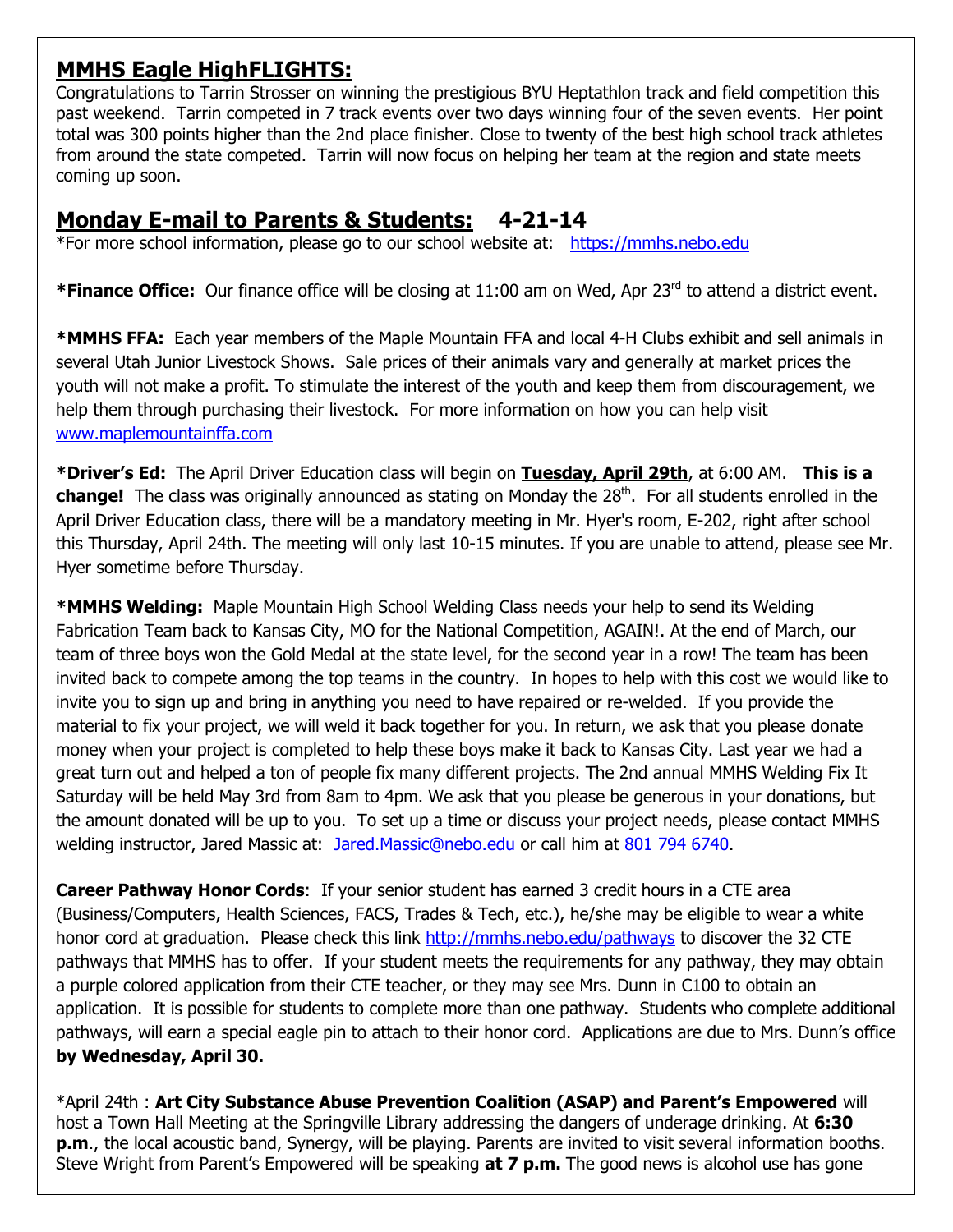## MMHS Eagle HighFLIGHTS:

Congratulations to Tarrin Strosser on winning the prestigious BYU Heptathlon track and field competition this past weekend. Tarrin competed in 7 track events over two days winning four of the seven events. Her point total was 300 points higher than the 2nd place finisher. Close to twenty of the best high school track athletes from around the state competed. Tarrin will now focus on helping her team at the region and state meets coming up soon.

## Monday E-mail to Parents & Students: 4-21-14

*For more school information, please go to our school website at: https://mmhs.nebo.edu

***Finance Office:** Our finance office will be closing at 11:00 am on Wed, Apr 23rd to attend a district event.

***MMHS FFA:** Each year members of the Maple Mountain FFA and local 4-H Clubs exhibit and sell animals in several Utah Junior Livestock Shows. Sale prices of their animals vary and generally at market prices the youth will not make a profit. To stimulate the interest of the youth and keep them from discouragement, we help them through purchasing their livestock. For more information on how you can help visit www.maplemountainffa.com

***Driver's Ed:** The April Driver Education class will begin on **Tuesday, April 29th**, at 6:00 AM. **This is a change!** The class was originally announced as stating on Monday the 28th. For all students enrolled in the April Driver Education class, there will be a mandatory meeting in Mr. Hyer's room, E-202, right after school this Thursday, April 24th. The meeting will only last 10-15 minutes. If you are unable to attend, please see Mr. Hyer sometime before Thursday.

***MMHS Welding:** Maple Mountain High School Welding Class needs your help to send its Welding Fabrication Team back to Kansas City, MO for the National Competition, AGAIN!. At the end of March, our team of three boys won the Gold Medal at the state level, for the second year in a row! The team has been invited back to compete among the top teams in the country. In hopes to help with this cost we would like to invite you to sign up and bring in anything you need to have repaired or re-welded. If you provide the material to fix your project, we will weld it back together for you. In return, we ask that you please donate money when your project is completed to help these boys make it back to Kansas City. Last year we had a great turn out and helped a ton of people fix many different projects. The 2nd annual MMHS Welding Fix It Saturday will be held May 3rd from 8am to 4pm. We ask that you please be generous in your donations, but the amount donated will be up to you. To set up a time or discuss your project needs, please contact MMHS welding instructor, Jared Massic at: Jared.Massic@nebo.edu or call him at 801 794 6740.

**Career Pathway Honor Cords**: If your senior student has earned 3 credit hours in a CTE area (Business/Computers, Health Sciences, FACS, Trades & Tech, etc.), he/she may be eligible to wear a white honor cord at graduation. Please check this link http://mmhs.nebo.edu/pathways to discover the 32 CTE pathways that MMHS has to offer. If your student meets the requirements for any pathway, they may obtain a purple colored application from their CTE teacher, or they may see Mrs. Dunn in C100 to obtain an application. It is possible for students to complete more than one pathway. Students who complete additional pathways, will earn a special eagle pin to attach to their honor cord. Applications are due to Mrs. Dunn's office **by Wednesday, April 30.**

*April 24th : **Art City Substance Abuse Prevention Coalition (ASAP) and Parent's Empowered** will host a Town Hall Meeting at the Springville Library addressing the dangers of underage drinking. At **6:30 p.m**., the local acoustic band, Synergy, will be playing. Parents are invited to visit several information booths. Steve Wright from Parent's Empowered will be speaking **at 7 p.m.** The good news is alcohol use has gone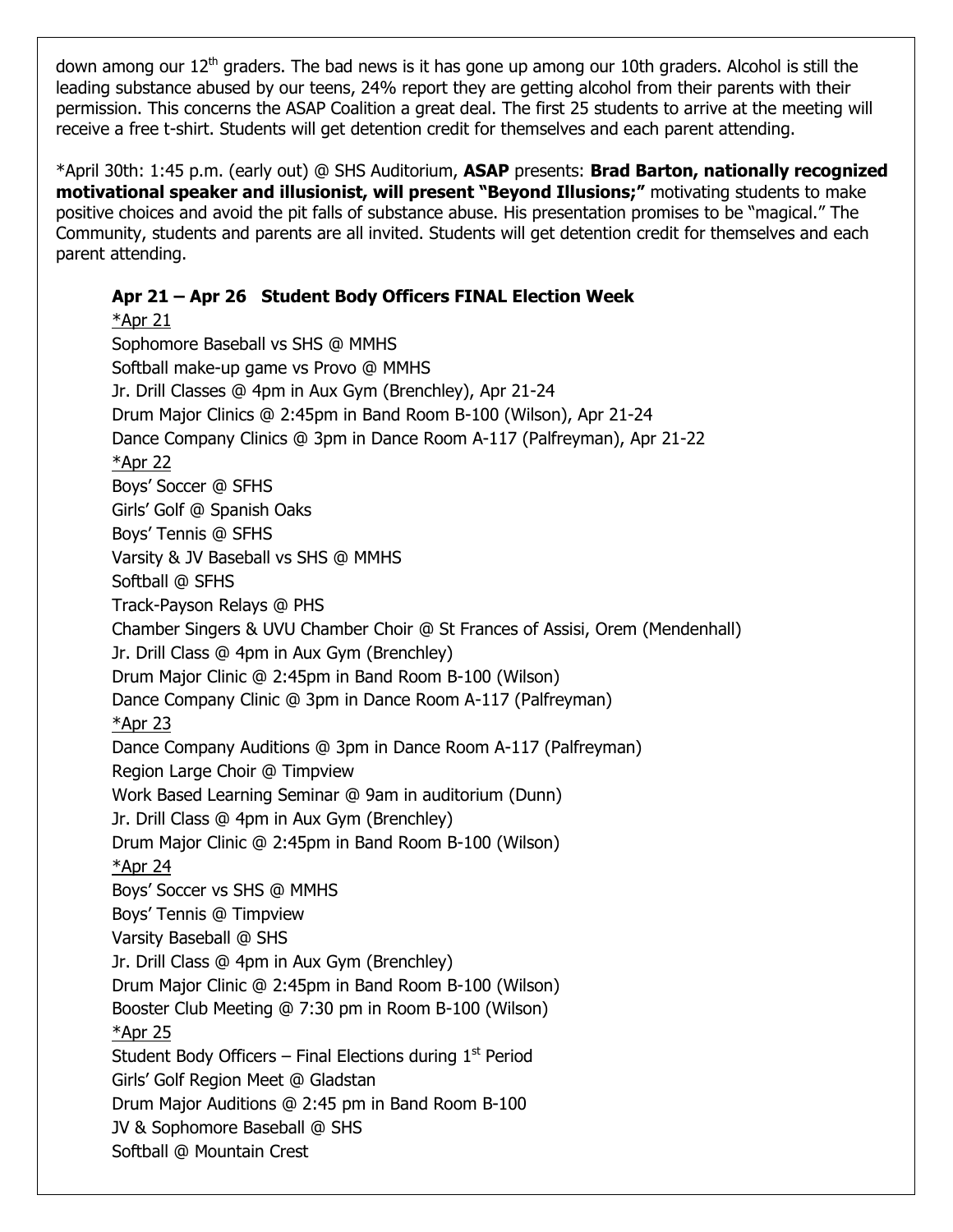down among our 12th graders. The bad news is it has gone up among our 10th graders. Alcohol is still the leading substance abused by our teens, 24% report they are getting alcohol from their parents with their permission. This concerns the ASAP Coalition a great deal. The first 25 students to arrive at the meeting will receive a free t-shirt. Students will get detention credit for themselves and each parent attending.

*April 30th: 1:45 p.m. (early out) @ SHS Auditorium, **ASAP** presents: **Brad Barton, nationally recognized motivational speaker and illusionist, will present "Beyond Illusions;"** motivating students to make positive choices and avoid the pit falls of substance abuse. His presentation promises to be "magical." The Community, students and parents are all invited. Students will get detention credit for themselves and each parent attending.

**Apr 21 – Apr 26 Student Body Officers FINAL Election Week**

*Apr 21

Sophomore Baseball vs SHS @ MMHS
Softball make-up game vs Provo @ MMHS
Jr. Drill Classes @ 4pm in Aux Gym (Brenchley), Apr 21-24
Drum Major Clinics @ 2:45pm in Band Room B-100 (Wilson), Apr 21-24
Dance Company Clinics @ 3pm in Dance Room A-117 (Palfreyman), Apr 21-22

*Apr 22

Boys' Soccer @ SFHS
Girls' Golf @ Spanish Oaks
Boys' Tennis @ SFHS
Varsity & JV Baseball vs SHS @ MMHS
Softball @ SFHS
Track-Payson Relays @ PHS
Chamber Singers & UVU Chamber Choir @ St Frances of Assisi, Orem (Mendenhall)
Jr. Drill Class @ 4pm in Aux Gym (Brenchley)
Drum Major Clinic @ 2:45pm in Band Room B-100 (Wilson)
Dance Company Clinic @ 3pm in Dance Room A-117 (Palfreyman)

*Apr 23

Dance Company Auditions @ 3pm in Dance Room A-117 (Palfreyman)
Region Large Choir @ Timpview
Work Based Learning Seminar @ 9am in auditorium (Dunn)
Jr. Drill Class @ 4pm in Aux Gym (Brenchley)
Drum Major Clinic @ 2:45pm in Band Room B-100 (Wilson)

*Apr 24

Boys' Soccer vs SHS @ MMHS
Boys' Tennis @ Timpview
Varsity Baseball @ SHS
Jr. Drill Class @ 4pm in Aux Gym (Brenchley)
Drum Major Clinic @ 2:45pm in Band Room B-100 (Wilson)
Booster Club Meeting @ 7:30 pm in Room B-100 (Wilson)

*Apr 25

Student Body Officers – Final Elections during 1st Period
Girls' Golf Region Meet @ Gladstan
Drum Major Auditions @ 2:45 pm in Band Room B-100
JV & Sophomore Baseball @ SHS
Softball @ Mountain Crest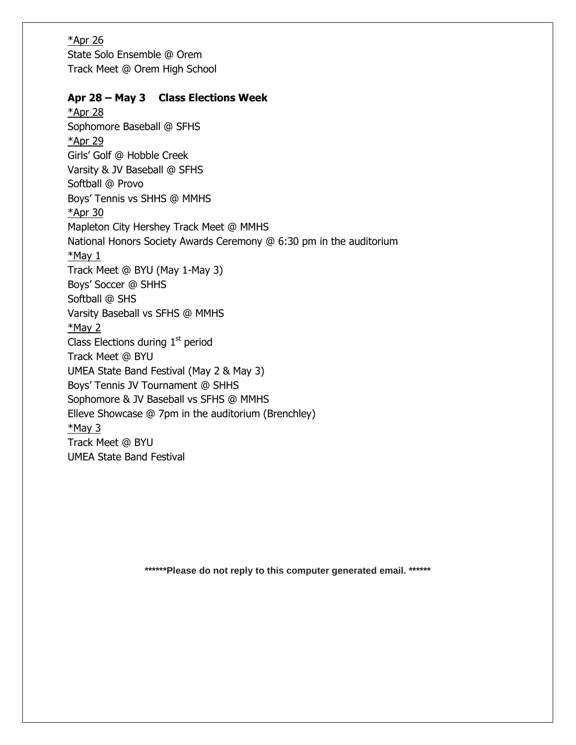<u>*Apr 26</u>
State Solo Ensemble @ Orem
Track Meet @ Orem High School

**Apr 28 – May 3    Class Elections Week**

<u>*Apr 28</u>
Sophomore Baseball @ SFHS
<u>*Apr 29</u>
Girls' Golf @ Hobble Creek
Varsity & JV Baseball @ SFHS
Softball @ Provo
Boys' Tennis vs SHHS @ MMHS
<u>*Apr 30</u>
Mapleton City Hershey Track Meet @ MMHS
National Honors Society Awards Ceremony @ 6:30 pm in the auditorium
<u>*May 1</u>
Track Meet @ BYU (May 1-May 3)
Boys' Soccer @ SHHS
Softball @ SHS
Varsity Baseball vs SFHS @ MMHS
<u>*May 2</u>
Class Elections during 1st period
Track Meet @ BYU
UMEA State Band Festival (May 2 & May 3)
Boys' Tennis JV Tournament @ SHHS
Sophomore & JV Baseball vs SFHS @ MMHS
Elleve Showcase @ 7pm in the auditorium (Brenchley)
<u>*May 3</u>
Track Meet @ BYU
UMEA State Band Festival

**\*\*\*\*\*\*Please do not reply to this computer generated email. \*\*\*\*\*\***